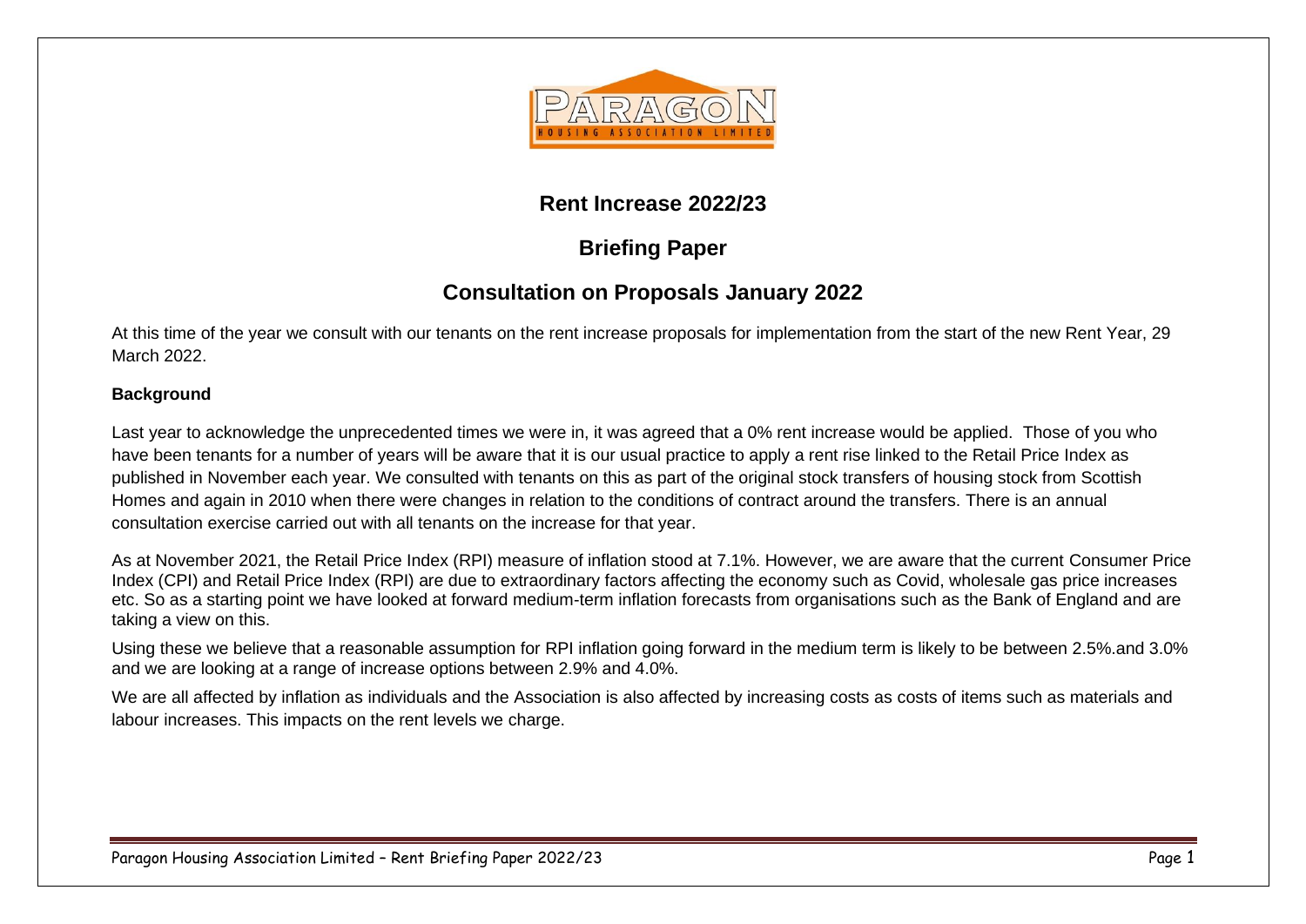# Rent Increase 2022/23

## Briefing Paper

## Consultation on Proposals January 2022

At this time of the year we consult with our tenants on the rent increase proposals for implementation from the start of the new Rent Year, 29 March 2022.

### Background

Last year to acknowledge the unprecedented times we were in, it was agreed that a 0% rent increase would be applied. Those of you who have been tenants for a number of years will be aware that it is our usual practice to apply a rent rise linked to the Retail Price Index as published in November each year. We consulted with tenants on this as part of the original stock transfers of housing stock from Scottish Homes and again in 2010 when there were changes in relation to the conditions of contract around the transfers. There is an annual consultation exercise carried out with all tenants on the increase for that year.

As at November 2021, the Retail Price Index (RPI) measure of inflation stood at 7.1%. However, we are aware that the current Consumer Price Index (CPI) and Retail Price Index (RPI) are due to extraordinary factors affecting the economy such as Covid, wholesale gas price increases etc. So as a starting point we have looked at forward medium-term inflation forecasts from organisations such as the Bank of England and are taking a view on this.

Using these we believe that a reasonable assumption for RPI inflation going forward in the medium term is likely to be between 2.5%.and 3.0% and we are looking at a range of increase options between 2.9% and 4.0%.

We are all affected by inflation as individuals and the Association is also affected by increasing costs as costs of items such as materials and labour increases. This impacts on the rent levels we charge.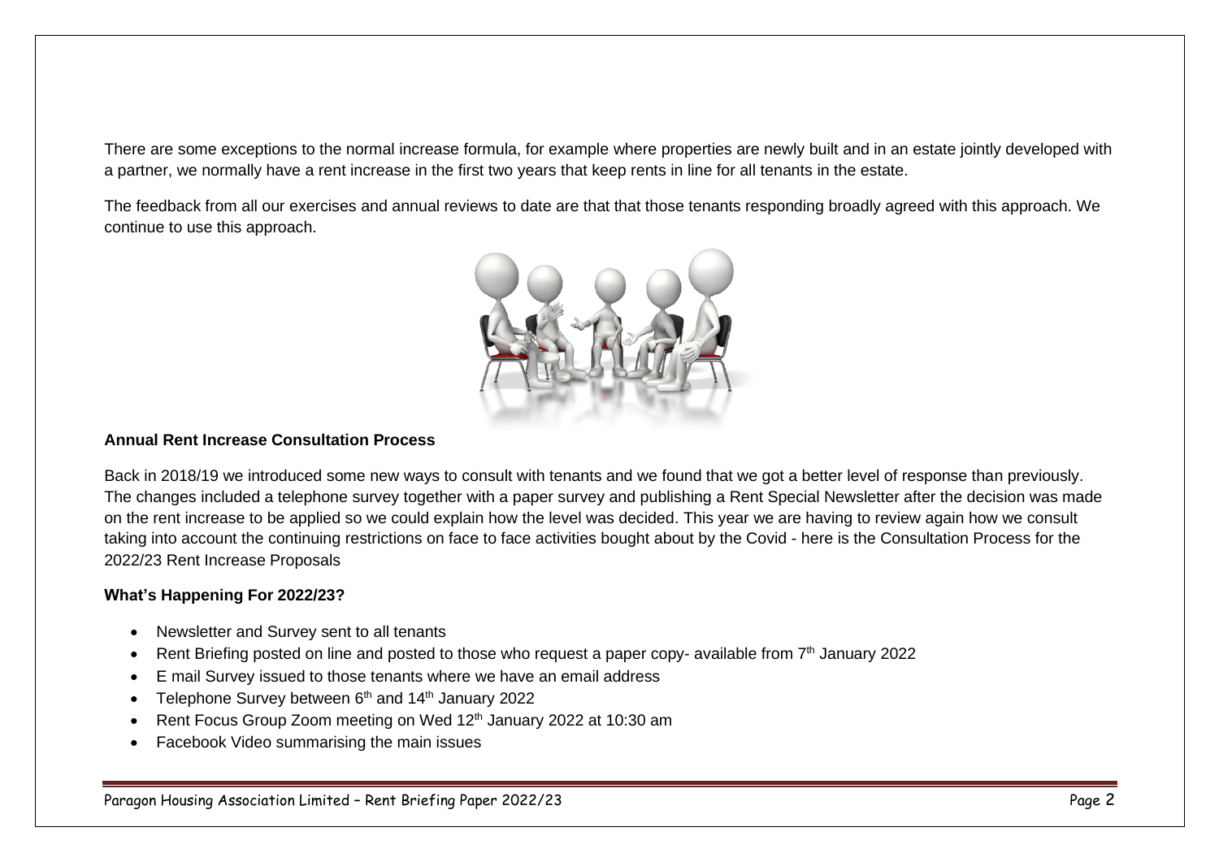There are some exceptions to the normal increase formula, for example where properties are newly built and in an estate jointly developed with a partner, we normally have a rent increase in the first two years that keep rents in line for all tenants in the estate.

The feedback from all our exercises and annual reviews to date are that that those tenants responding broadly agreed with this approach. We continue to use this approach.

**Annual Rent Increase Consultation Process**

Back in 2018/19 we introduced some new ways to consult with tenants and we found that we got a better level of response than previously. The changes included a telephone survey together with a paper survey and publishing a Rent Special Newsletter after the decision was made on the rent increase to be applied so we could explain how the level was decided. This year we are having to review again how we consult taking into account the continuing restrictions on face to face activities bought about by the Covid - here is the Consultation Process for the 2022/23 Rent Increase Proposals

**What's Happening For 2022/23?**

- Newsletter and Survey sent to all tenants
- Rent Briefing posted on line and posted to those who request a paper copy- available from 7th January 2022
- E mail Survey issued to those tenants where we have an email address
- Telephone Survey between 6th and 14th January 2022
- Rent Focus Group Zoom meeting on Wed 12th January 2022 at 10:30 am
- Facebook Video summarising the main issues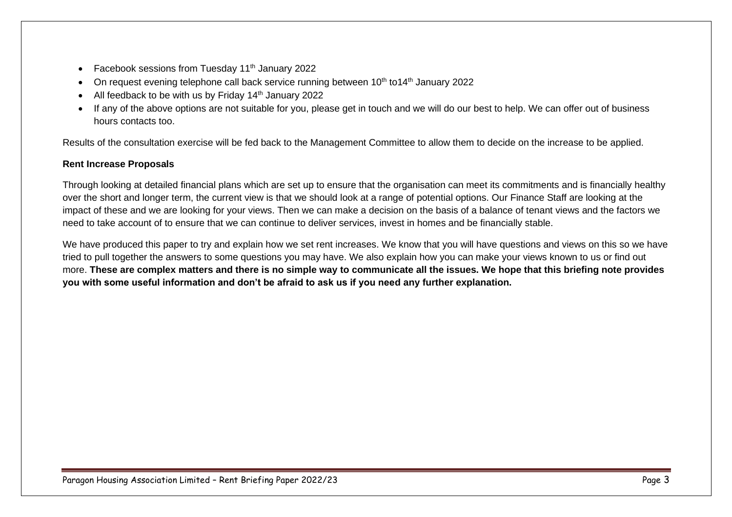- Facebook sessions from Tuesday 11th January 2022
- On request evening telephone call back service running between 10th to14th January 2022
- All feedback to be with us by Friday 14th January 2022
- If any of the above options are not suitable for you, please get in touch and we will do our best to help. We can offer out of business hours contacts too.

Results of the consultation exercise will be fed back to the Management Committee to allow them to decide on the increase to be applied.

**Rent Increase Proposals**

Through looking at detailed financial plans which are set up to ensure that the organisation can meet its commitments and is financially healthy over the short and longer term, the current view is that we should look at a range of potential options. Our Finance Staff are looking at the impact of these and we are looking for your views. Then we can make a decision on the basis of a balance of tenant views and the factors we need to take account of to ensure that we can continue to deliver services, invest in homes and be financially stable.

We have produced this paper to try and explain how we set rent increases. We know that you will have questions and views on this so we have tried to pull together the answers to some questions you may have. We also explain how you can make your views known to us or find out more. **These are complex matters and there is no simple way to communicate all the issues. We hope that this briefing note provides you with some useful information and don't be afraid to ask us if you need any further explanation.**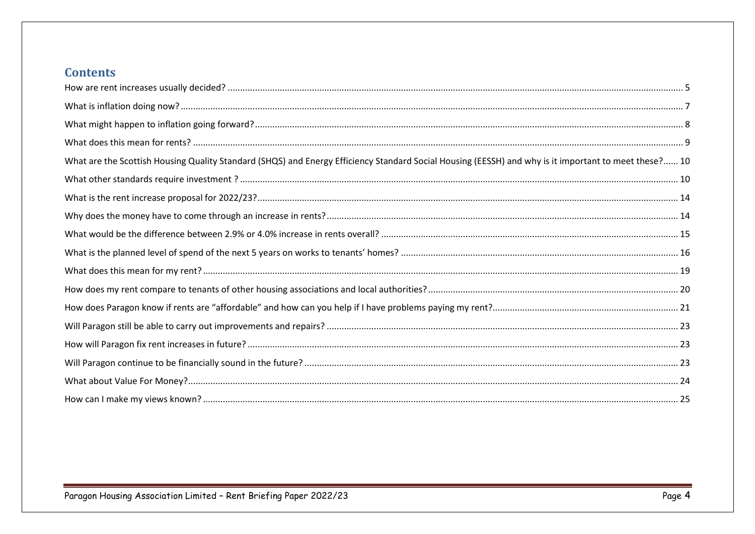## Contents

How are rent increases usually decided? ..... 5

What is inflation doing now? ..... 7

What might happen to inflation going forward? ..... 8

What does this mean for rents? ..... 9

What are the Scottish Housing Quality Standard (SHQS) and Energy Efficiency Standard Social Housing (EESSH) and why is it important to meet these? ..... 10

What other standards require investment ? ..... 10

What is the rent increase proposal for 2022/23? ..... 14

Why does the money have to come through an increase in rents? ..... 14

What would be the difference between 2.9% or 4.0% increase in rents overall? ..... 15

What is the planned level of spend of the next 5 years on works to tenants' homes? ..... 16

What does this mean for my rent? ..... 19

How does my rent compare to tenants of other housing associations and local authorities? ..... 20

How does Paragon know if rents are "affordable" and how can you help if I have problems paying my rent? ..... 21

Will Paragon still be able to carry out improvements and repairs? ..... 23

How will Paragon fix rent increases in future? ..... 23

Will Paragon continue to be financially sound in the future? ..... 23

What about Value For Money? ..... 24

How can I make my views known? ..... 25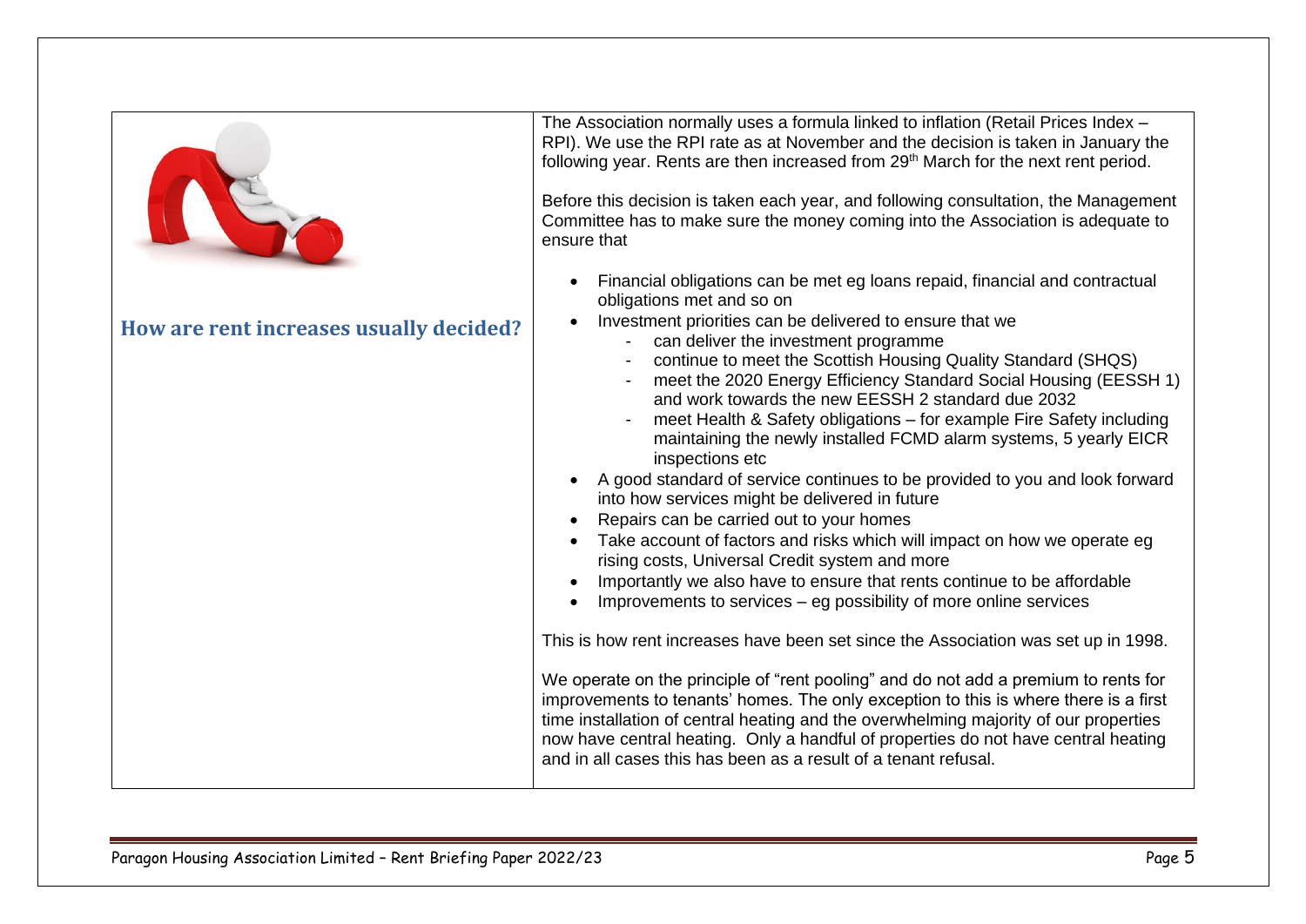## How are rent increases usually decided?

The Association normally uses a formula linked to inflation (Retail Prices Index – RPI). We use the RPI rate as at November and the decision is taken in January the following year. Rents are then increased from 29th March for the next rent period.

Before this decision is taken each year, and following consultation, the Management Committee has to make sure the money coming into the Association is adequate to ensure that

- Financial obligations can be met eg loans repaid, financial and contractual obligations met and so on
- Investment priorities can be delivered to ensure that we
  - can deliver the investment programme
  - continue to meet the Scottish Housing Quality Standard (SHQS)
  - meet the 2020 Energy Efficiency Standard Social Housing (EESSH 1) and work towards the new EESSH 2 standard due 2032
  - meet Health & Safety obligations – for example Fire Safety including maintaining the newly installed FCMD alarm systems, 5 yearly EICR inspections etc
- A good standard of service continues to be provided to you and look forward into how services might be delivered in future
- Repairs can be carried out to your homes
- Take account of factors and risks which will impact on how we operate eg rising costs, Universal Credit system and more
- Importantly we also have to ensure that rents continue to be affordable
- Improvements to services – eg possibility of more online services

This is how rent increases have been set since the Association was set up in 1998.

We operate on the principle of "rent pooling" and do not add a premium to rents for improvements to tenants' homes. The only exception to this is where there is a first time installation of central heating and the overwhelming majority of our properties now have central heating. Only a handful of properties do not have central heating and in all cases this has been as a result of a tenant refusal.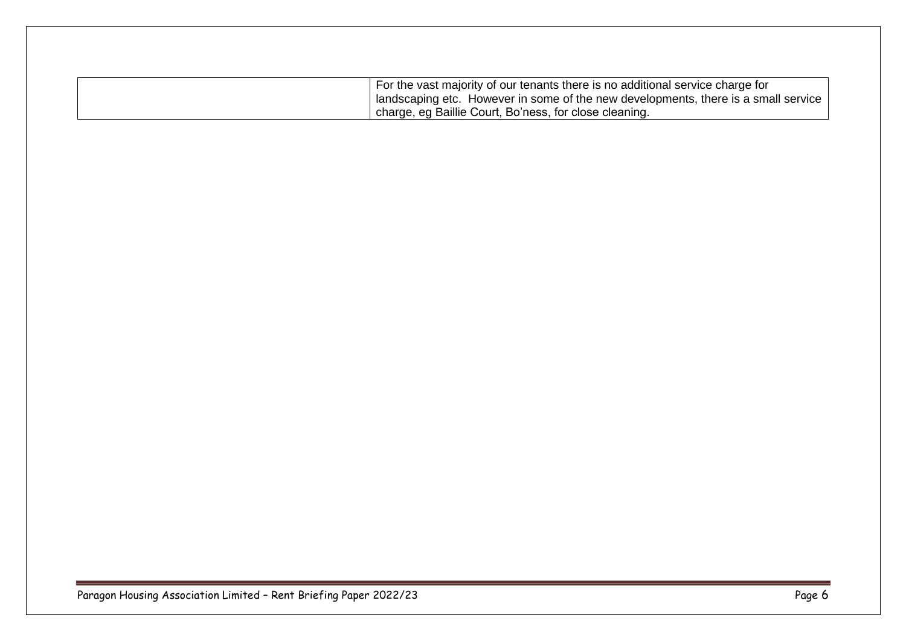| | |
|---|---|
| | For the vast majority of our tenants there is no additional service charge for landscaping etc. However in some of the new developments, there is a small service charge, eg Baillie Court, Bo'ness, for close cleaning. |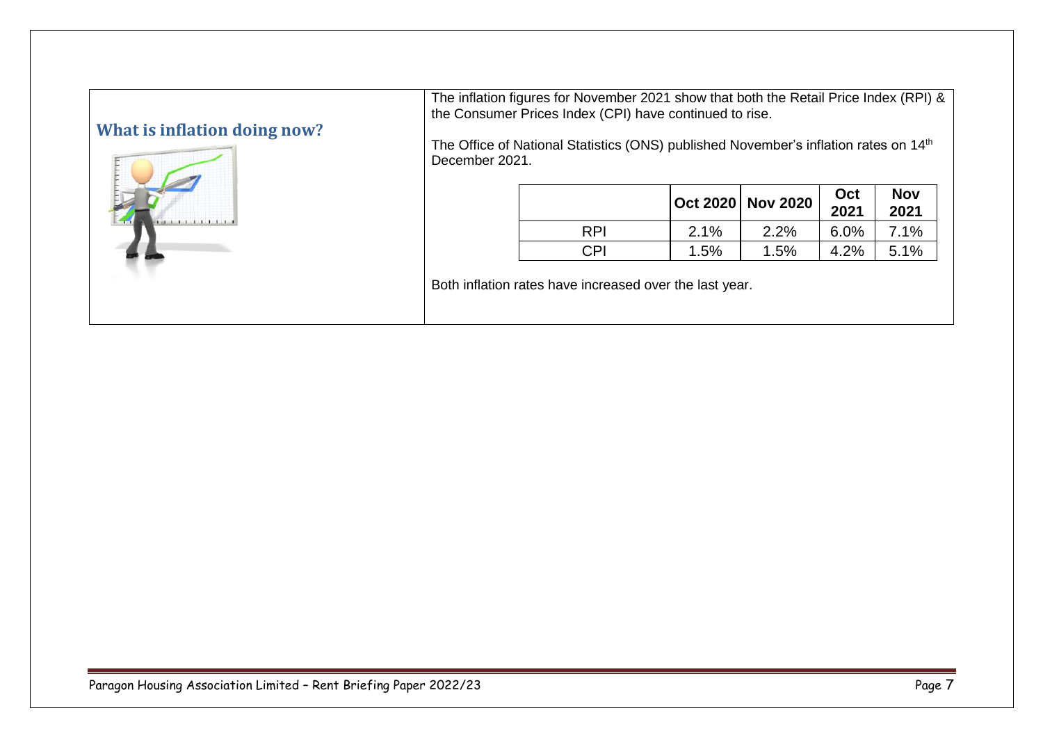## What is inflation doing now?

The inflation figures for November 2021 show that both the Retail Price Index (RPI) & the Consumer Prices Index (CPI) have continued to rise.

The Office of National Statistics (ONS) published November's inflation rates on 14th December 2021.

| | Oct 2020 | Nov 2020 | Oct 2021 | Nov 2021 |
|---|---|---|---|---|
| RPI | 2.1% | 2.2% | 6.0% | 7.1% |
| CPI | 1.5% | 1.5% | 4.2% | 5.1% |

Both inflation rates have increased over the last year.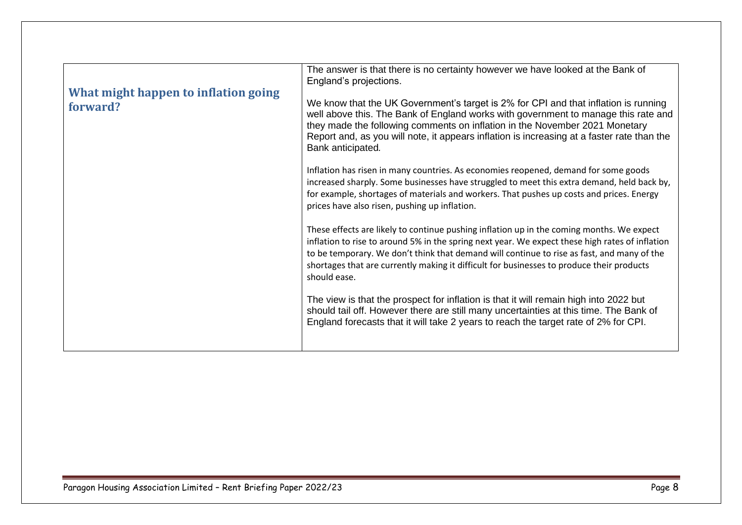| What might happen to inflation going forward? | The answer is that there is no certainty however we have looked at the Bank of England's projections.<br><br>We know that the UK Government's target is 2% for CPI and that inflation is running well above this. The Bank of England works with government to manage this rate and they made the following comments on inflation in the November 2021 Monetary Report and, as you will note, it appears inflation is increasing at a faster rate than the Bank anticipated.<br><br>Inflation has risen in many countries. As economies reopened, demand for some goods increased sharply. Some businesses have struggled to meet this extra demand, held back by, for example, shortages of materials and workers. That pushes up costs and prices. Energy prices have also risen, pushing up inflation.<br><br>These effects are likely to continue pushing inflation up in the coming months. We expect inflation to rise to around 5% in the spring next year. We expect these high rates of inflation to be temporary. We don't think that demand will continue to rise as fast, and many of the shortages that are currently making it difficult for businesses to produce their products should ease.<br><br>The view is that the prospect for inflation is that it will remain high into 2022 but should tail off. However there are still many uncertainties at this time. The Bank of England forecasts that it will take 2 years to reach the target rate of 2% for CPI. |
|---|---|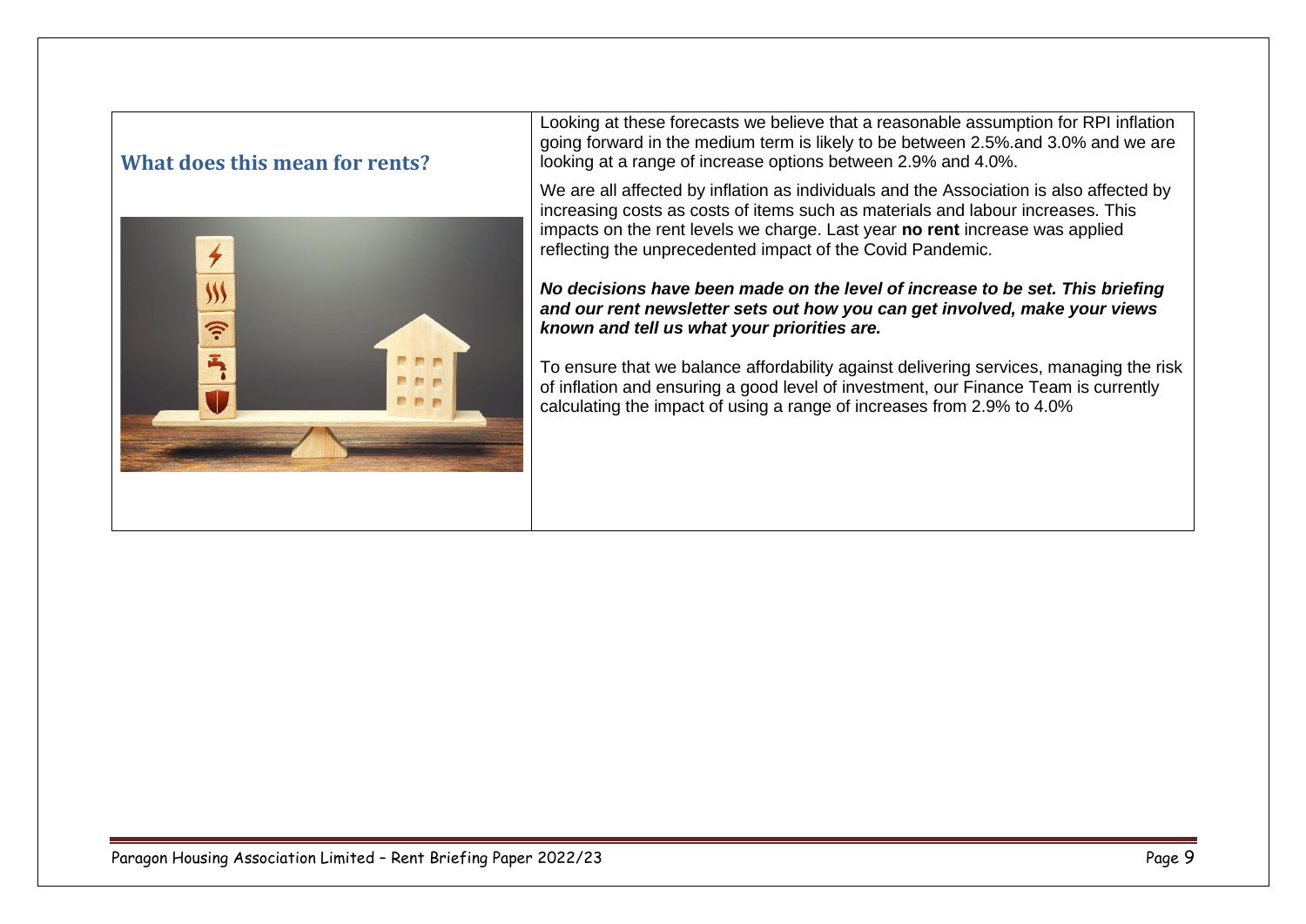## What does this mean for rents?

Looking at these forecasts we believe that a reasonable assumption for RPI inflation going forward in the medium term is likely to be between 2.5%.and 3.0% and we are looking at a range of increase options between 2.9% and 4.0%.

We are all affected by inflation as individuals and the Association is also affected by increasing costs as costs of items such as materials and labour increases. This impacts on the rent levels we charge. Last year **no rent** increase was applied reflecting the unprecedented impact of the Covid Pandemic.

***No decisions have been made on the level of increase to be set. This briefing and our rent newsletter sets out how you can get involved, make your views known and tell us what your priorities are.***

To ensure that we balance affordability against delivering services, managing the risk of inflation and ensuring a good level of investment, our Finance Team is currently calculating the impact of using a range of increases from 2.9% to 4.0%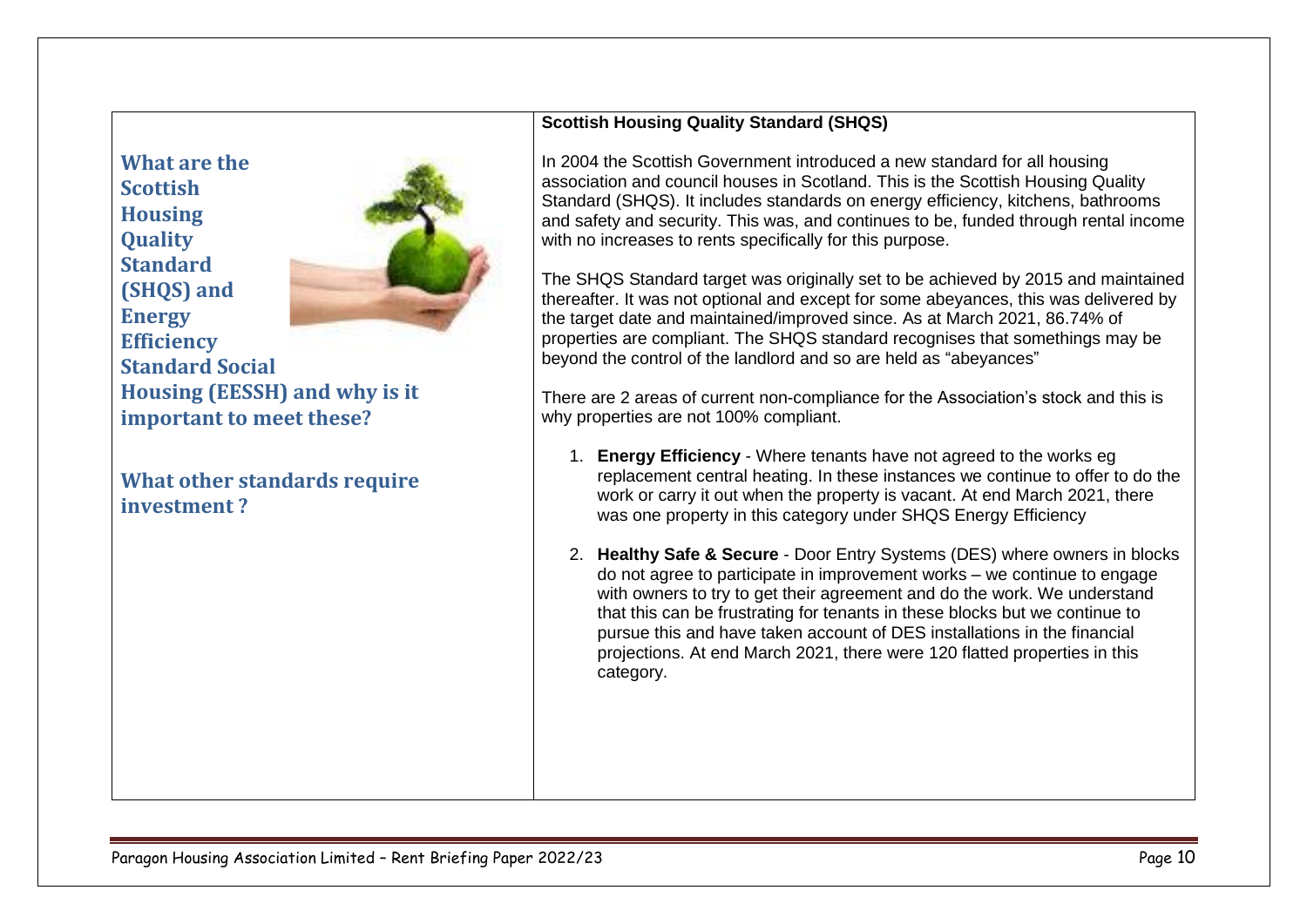## What are the Scottish Housing Quality Standard (SHQS) and Energy Efficiency Standard Social Housing (EESSH) and why is it important to meet these?

## What other standards require investment ?

**Scottish Housing Quality Standard (SHQS)**

In 2004 the Scottish Government introduced a new standard for all housing association and council houses in Scotland. This is the Scottish Housing Quality Standard (SHQS). It includes standards on energy efficiency, kitchens, bathrooms and safety and security. This was, and continues to be, funded through rental income with no increases to rents specifically for this purpose.

The SHQS Standard target was originally set to be achieved by 2015 and maintained thereafter. It was not optional and except for some abeyances, this was delivered by the target date and maintained/improved since. As at March 2021, 86.74% of properties are compliant. The SHQS standard recognises that somethings may be beyond the control of the landlord and so are held as "abeyances"

There are 2 areas of current non-compliance for the Association's stock and this is why properties are not 100% compliant.

1. **Energy Efficiency** - Where tenants have not agreed to the works eg replacement central heating. In these instances we continue to offer to do the work or carry it out when the property is vacant. At end March 2021, there was one property in this category under SHQS Energy Efficiency
2. **Healthy Safe & Secure** - Door Entry Systems (DES) where owners in blocks do not agree to participate in improvement works – we continue to engage with owners to try to get their agreement and do the work. We understand that this can be frustrating for tenants in these blocks but we continue to pursue this and have taken account of DES installations in the financial projections. At end March 2021, there were 120 flatted properties in this category.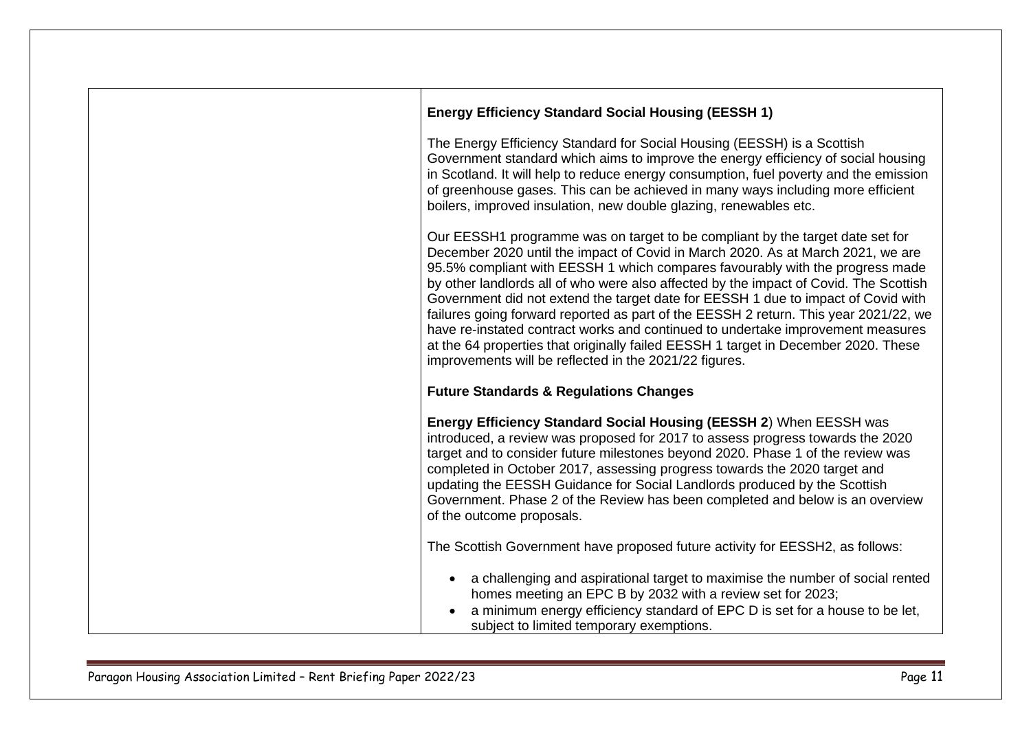**Energy Efficiency Standard Social Housing (EESSH 1)**

The Energy Efficiency Standard for Social Housing (EESSH) is a Scottish Government standard which aims to improve the energy efficiency of social housing in Scotland. It will help to reduce energy consumption, fuel poverty and the emission of greenhouse gases. This can be achieved in many ways including more efficient boilers, improved insulation, new double glazing, renewables etc.

Our EESSH1 programme was on target to be compliant by the target date set for December 2020 until the impact of Covid in March 2020. As at March 2021, we are 95.5% compliant with EESSH 1 which compares favourably with the progress made by other landlords all of who were also affected by the impact of Covid. The Scottish Government did not extend the target date for EESSH 1 due to impact of Covid with failures going forward reported as part of the EESSH 2 return. This year 2021/22, we have re-instated contract works and continued to undertake improvement measures at the 64 properties that originally failed EESSH 1 target in December 2020. These improvements will be reflected in the 2021/22 figures.

**Future Standards & Regulations Changes**

**Energy Efficiency Standard Social Housing (EESSH 2**) When EESSH was introduced, a review was proposed for 2017 to assess progress towards the 2020 target and to consider future milestones beyond 2020. Phase 1 of the review was completed in October 2017, assessing progress towards the 2020 target and updating the EESSH Guidance for Social Landlords produced by the Scottish Government. Phase 2 of the Review has been completed and below is an overview of the outcome proposals.

The Scottish Government have proposed future activity for EESSH2, as follows:

- a challenging and aspirational target to maximise the number of social rented homes meeting an EPC B by 2032 with a review set for 2023;
- a minimum energy efficiency standard of EPC D is set for a house to be let, subject to limited temporary exemptions.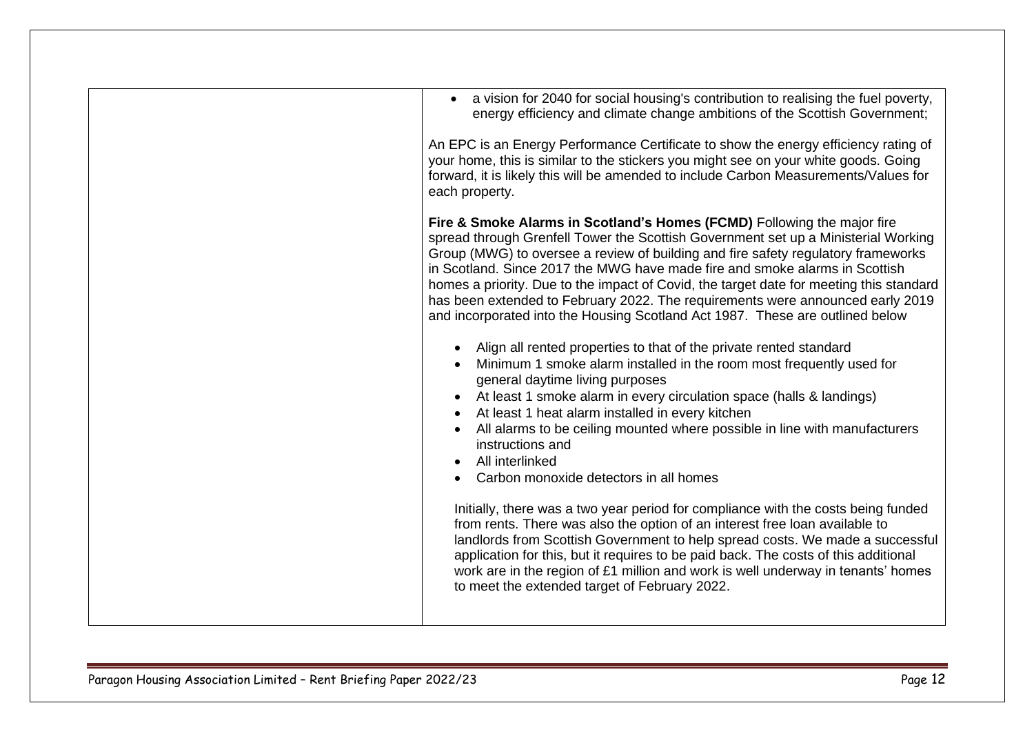| | |
|---|---|
| | • a vision for 2040 for social housing's contribution to realising the fuel poverty, energy efficiency and climate change ambitions of the Scottish Government;<br><br>An EPC is an Energy Performance Certificate to show the energy efficiency rating of your home, this is similar to the stickers you might see on your white goods. Going forward, it is likely this will be amended to include Carbon Measurements/Values for each property.<br><br>**Fire & Smoke Alarms in Scotland's Homes (FCMD)** Following the major fire spread through Grenfell Tower the Scottish Government set up a Ministerial Working Group (MWG) to oversee a review of building and fire safety regulatory frameworks in Scotland. Since 2017 the MWG have made fire and smoke alarms in Scottish homes a priority. Due to the impact of Covid, the target date for meeting this standard has been extended to February 2022. The requirements were announced early 2019 and incorporated into the Housing Scotland Act 1987. These are outlined below<br><br>• Align all rented properties to that of the private rented standard<br>• Minimum 1 smoke alarm installed in the room most frequently used for general daytime living purposes<br>• At least 1 smoke alarm in every circulation space (halls & landings)<br>• At least 1 heat alarm installed in every kitchen<br>• All alarms to be ceiling mounted where possible in line with manufacturers instructions and<br>• All interlinked<br>• Carbon monoxide detectors in all homes<br><br>Initially, there was a two year period for compliance with the costs being funded from rents. There was also the option of an interest free loan available to landlords from Scottish Government to help spread costs. We made a successful application for this, but it requires to be paid back. The costs of this additional work are in the region of £1 million and work is well underway in tenants' homes to meet the extended target of February 2022. |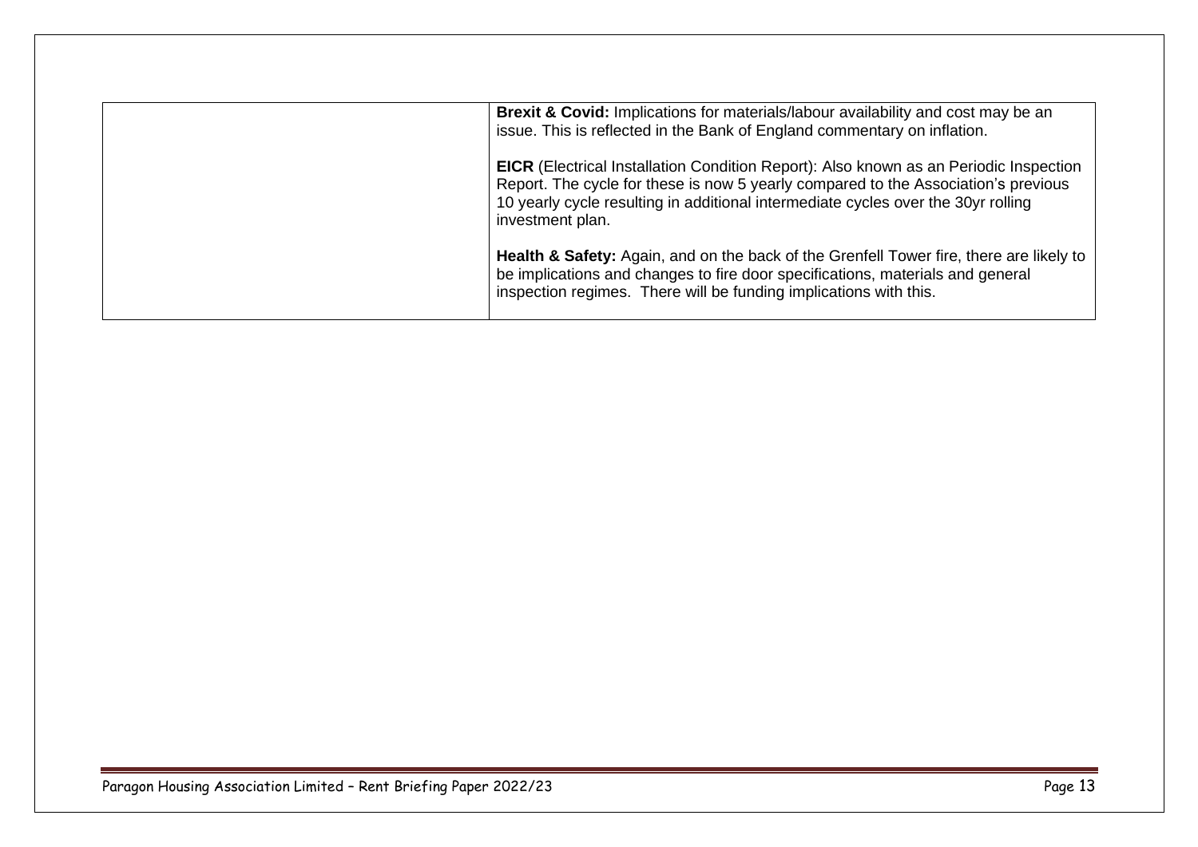| | |
|---|---|
| | **Brexit & Covid:** Implications for materials/labour availability and cost may be an issue. This is reflected in the Bank of England commentary on inflation.<br><br>**EICR** (Electrical Installation Condition Report): Also known as an Periodic Inspection Report. The cycle for these is now 5 yearly compared to the Association's previous 10 yearly cycle resulting in additional intermediate cycles over the 30yr rolling investment plan.<br><br>**Health & Safety:** Again, and on the back of the Grenfell Tower fire, there are likely to be implications and changes to fire door specifications, materials and general inspection regimes. There will be funding implications with this. |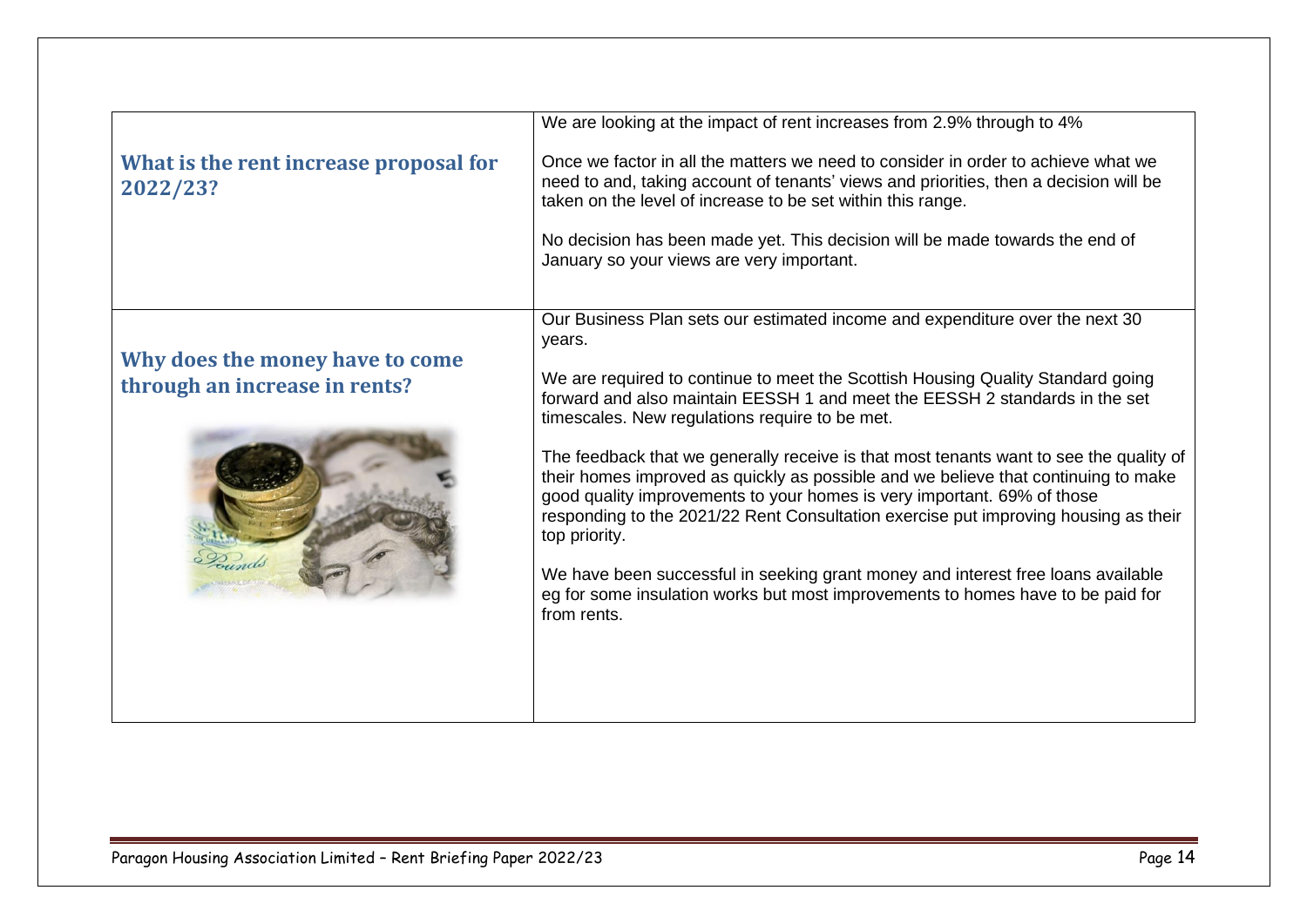| | |
|---|---|
| **What is the rent increase proposal for 2022/23?** | We are looking at the impact of rent increases from 2.9% through to 4%<br><br>Once we factor in all the matters we need to consider in order to achieve what we need to and, taking account of tenants' views and priorities, then a decision will be taken on the level of increase to be set within this range.<br><br>No decision has been made yet. This decision will be made towards the end of January so your views are very important. |
| **Why does the money have to come through an increase in rents?** | Our Business Plan sets our estimated income and expenditure over the next 30 years.<br><br>We are required to continue to meet the Scottish Housing Quality Standard going forward and also maintain EESSH 1 and meet the EESSH 2 standards in the set timescales. New regulations require to be met.<br><br>The feedback that we generally receive is that most tenants want to see the quality of their homes improved as quickly as possible and we believe that continuing to make good quality improvements to your homes is very important. 69% of those responding to the 2021/22 Rent Consultation exercise put improving housing as their top priority.<br><br>We have been successful in seeking grant money and interest free loans available eg for some insulation works but most improvements to homes have to be paid for from rents. |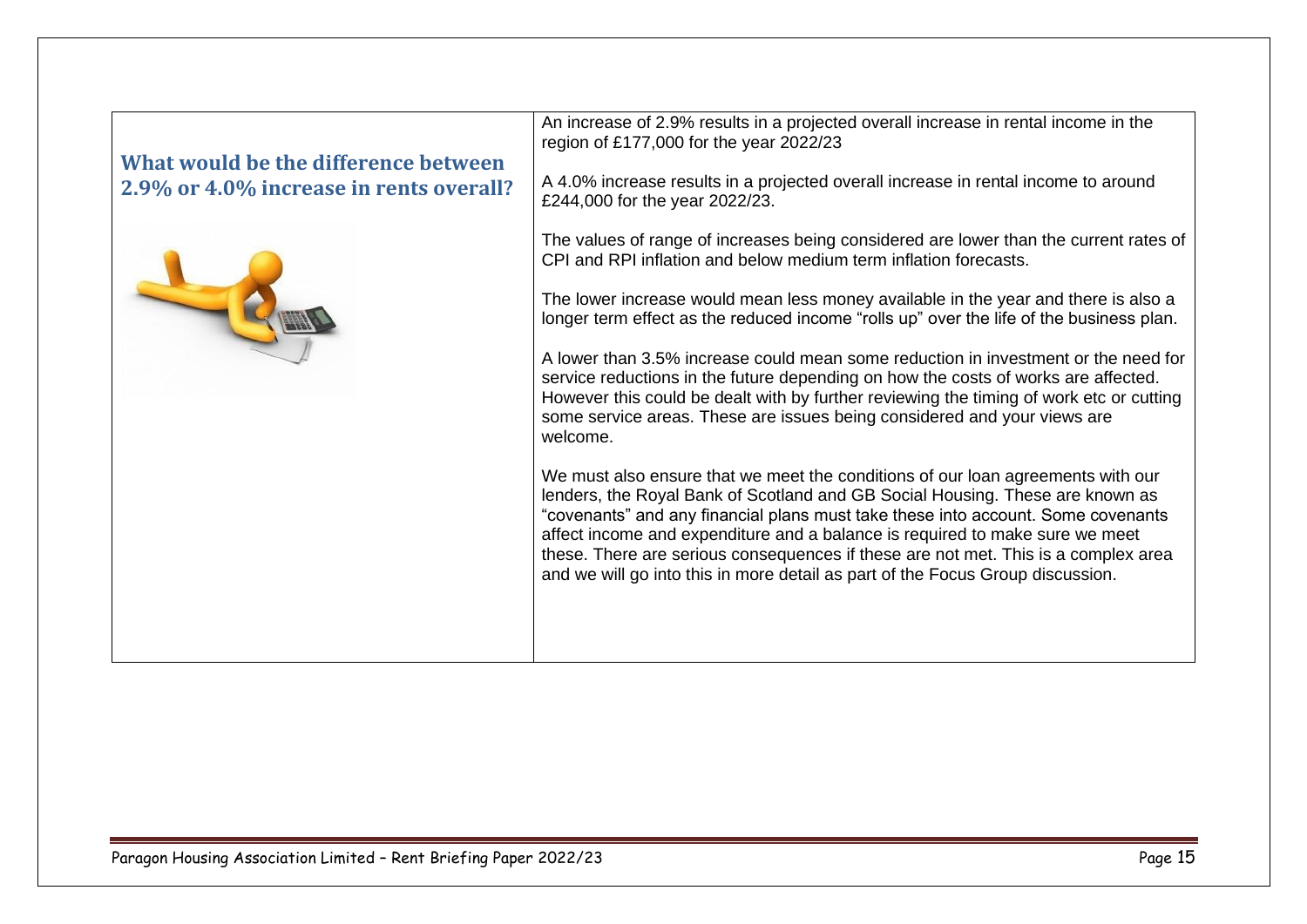## What would be the difference between 2.9% or 4.0% increase in rents overall?

An increase of 2.9% results in a projected overall increase in rental income in the region of £177,000 for the year 2022/23

A 4.0% increase results in a projected overall increase in rental income to around £244,000 for the year 2022/23.

The values of range of increases being considered are lower than the current rates of CPI and RPI inflation and below medium term inflation forecasts.

The lower increase would mean less money available in the year and there is also a longer term effect as the reduced income "rolls up" over the life of the business plan.

A lower than 3.5% increase could mean some reduction in investment or the need for service reductions in the future depending on how the costs of works are affected. However this could be dealt with by further reviewing the timing of work etc or cutting some service areas. These are issues being considered and your views are welcome.

We must also ensure that we meet the conditions of our loan agreements with our lenders, the Royal Bank of Scotland and GB Social Housing. These are known as "covenants" and any financial plans must take these into account. Some covenants affect income and expenditure and a balance is required to make sure we meet these. There are serious consequences if these are not met. This is a complex area and we will go into this in more detail as part of the Focus Group discussion.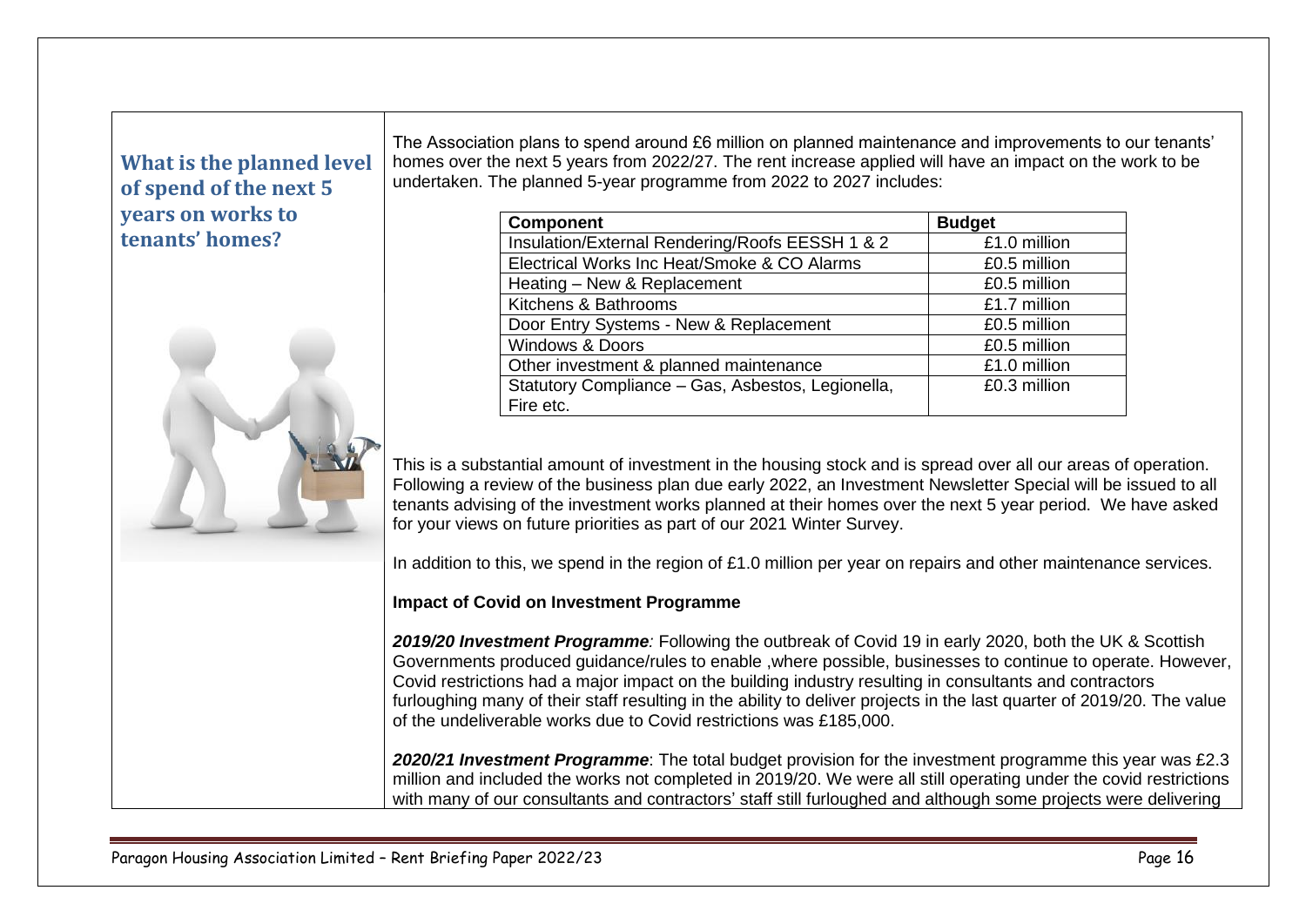## What is the planned level of spend of the next 5 years on works to tenants' homes?

The Association plans to spend around £6 million on planned maintenance and improvements to our tenants' homes over the next 5 years from 2022/27. The rent increase applied will have an impact on the work to be undertaken. The planned 5-year programme from 2022 to 2027 includes:

| Component | Budget |
|---|---|
| Insulation/External Rendering/Roofs EESSH 1 & 2 | £1.0 million |
| Electrical Works Inc Heat/Smoke & CO Alarms | £0.5 million |
| Heating – New & Replacement | £0.5 million |
| Kitchens & Bathrooms | £1.7 million |
| Door Entry Systems - New & Replacement | £0.5 million |
| Windows & Doors | £0.5 million |
| Other investment & planned maintenance | £1.0 million |
| Statutory Compliance – Gas, Asbestos, Legionella, Fire etc. | £0.3 million |

This is a substantial amount of investment in the housing stock and is spread over all our areas of operation. Following a review of the business plan due early 2022, an Investment Newsletter Special will be issued to all tenants advising of the investment works planned at their homes over the next 5 year period. We have asked for your views on future priorities as part of our 2021 Winter Survey.

In addition to this, we spend in the region of £1.0 million per year on repairs and other maintenance services.

**Impact of Covid on Investment Programme**

***2019/20 Investment Programme****:* Following the outbreak of Covid 19 in early 2020, both the UK & Scottish Governments produced guidance/rules to enable ,where possible, businesses to continue to operate. However, Covid restrictions had a major impact on the building industry resulting in consultants and contractors furloughing many of their staff resulting in the ability to deliver projects in the last quarter of 2019/20. The value of the undeliverable works due to Covid restrictions was £185,000.

***2020/21 Investment Programme***: The total budget provision for the investment programme this year was £2.3 million and included the works not completed in 2019/20. We were all still operating under the covid restrictions with many of our consultants and contractors' staff still furloughed and although some projects were delivering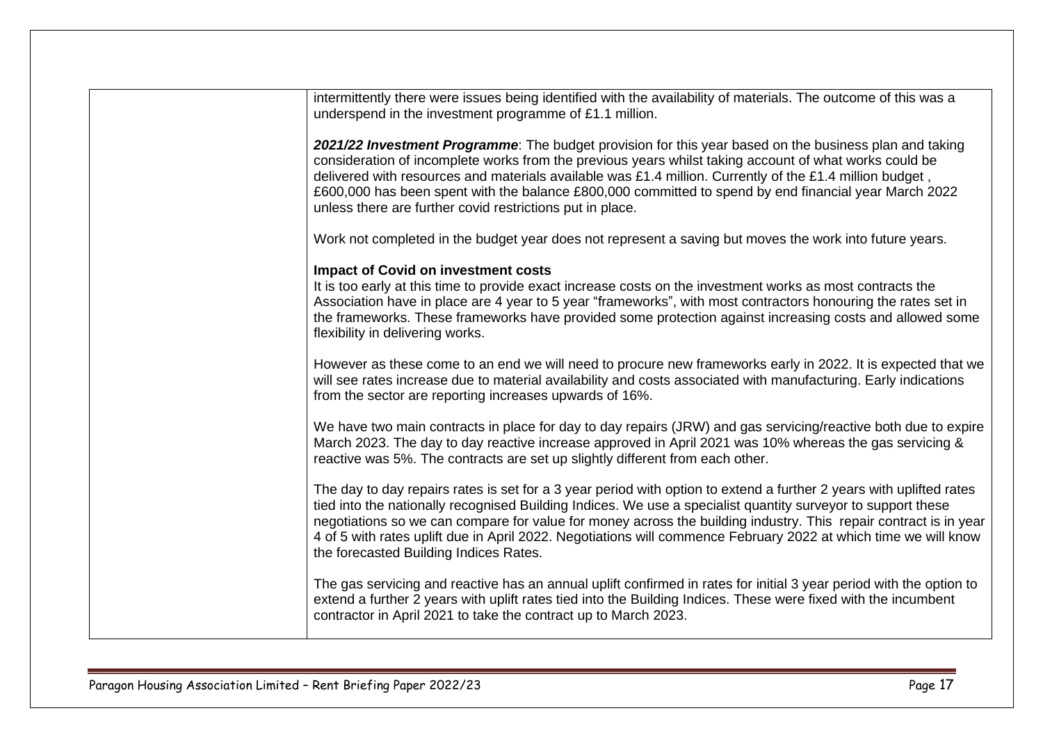intermittently there were issues being identified with the availability of materials. The outcome of this was a underspend in the investment programme of £1.1 million.

***2021/22 Investment Programme***: The budget provision for this year based on the business plan and taking consideration of incomplete works from the previous years whilst taking account of what works could be delivered with resources and materials available was £1.4 million. Currently of the £1.4 million budget , £600,000 has been spent with the balance £800,000 committed to spend by end financial year March 2022 unless there are further covid restrictions put in place.

Work not completed in the budget year does not represent a saving but moves the work into future years.

**Impact of Covid on investment costs**

It is too early at this time to provide exact increase costs on the investment works as most contracts the Association have in place are 4 year to 5 year "frameworks", with most contractors honouring the rates set in the frameworks. These frameworks have provided some protection against increasing costs and allowed some flexibility in delivering works.

However as these come to an end we will need to procure new frameworks early in 2022. It is expected that we will see rates increase due to material availability and costs associated with manufacturing. Early indications from the sector are reporting increases upwards of 16%.

We have two main contracts in place for day to day repairs (JRW) and gas servicing/reactive both due to expire March 2023. The day to day reactive increase approved in April 2021 was 10% whereas the gas servicing & reactive was 5%. The contracts are set up slightly different from each other.

The day to day repairs rates is set for a 3 year period with option to extend a further 2 years with uplifted rates tied into the nationally recognised Building Indices. We use a specialist quantity surveyor to support these negotiations so we can compare for value for money across the building industry. This repair contract is in year 4 of 5 with rates uplift due in April 2022. Negotiations will commence February 2022 at which time we will know the forecasted Building Indices Rates.

The gas servicing and reactive has an annual uplift confirmed in rates for initial 3 year period with the option to extend a further 2 years with uplift rates tied into the Building Indices. These were fixed with the incumbent contractor in April 2021 to take the contract up to March 2023.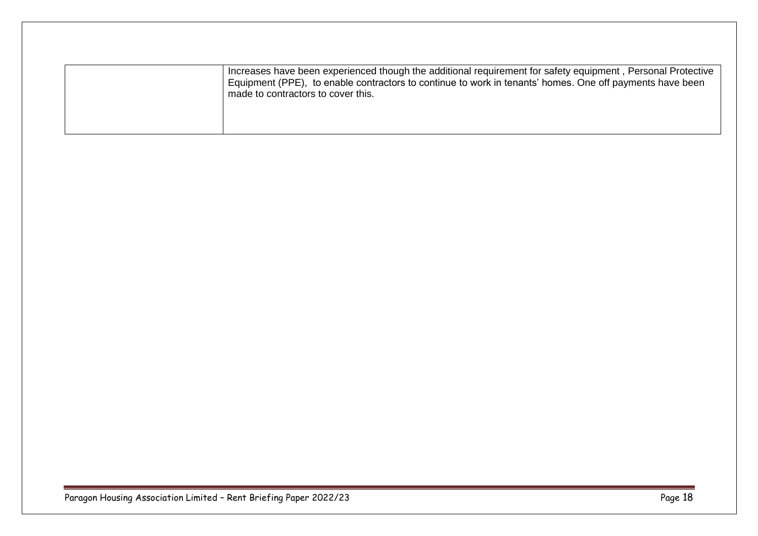| | |
|---|---|
| | Increases have been experienced though the additional requirement for safety equipment , Personal Protective Equipment (PPE), to enable contractors to continue to work in tenants' homes. One off payments have been made to contractors to cover this. |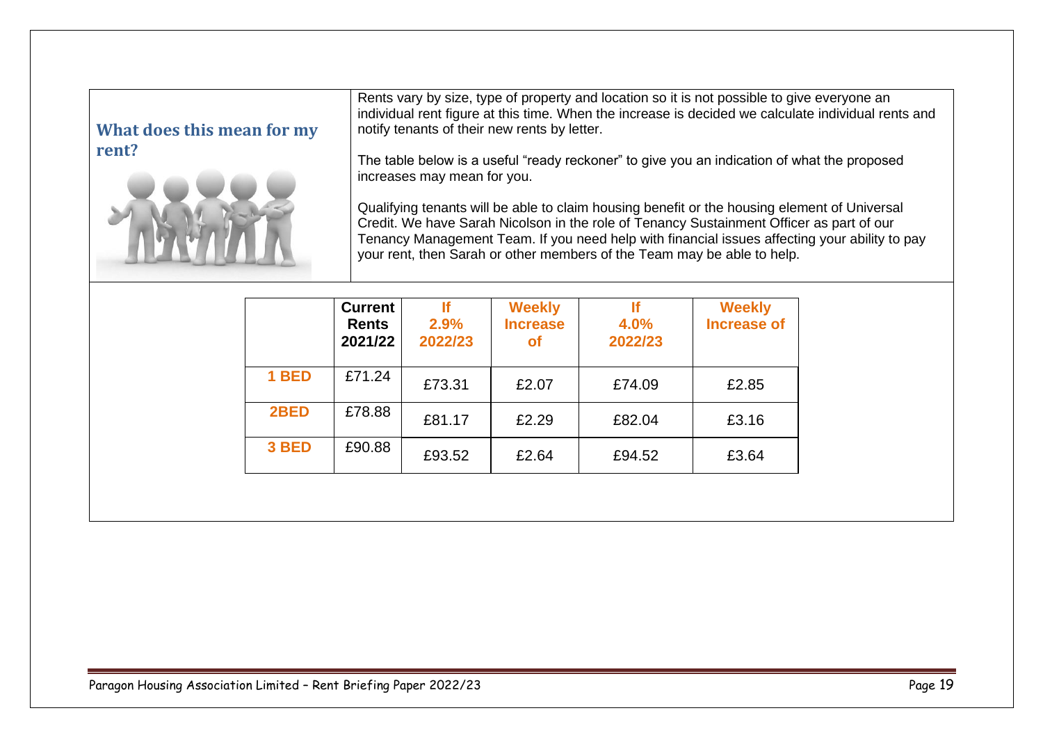## What does this mean for my rent?

Rents vary by size, type of property and location so it is not possible to give everyone an individual rent figure at this time. When the increase is decided we calculate individual rents and notify tenants of their new rents by letter.

The table below is a useful "ready reckoner" to give you an indication of what the proposed increases may mean for you.

Qualifying tenants will be able to claim housing benefit or the housing element of Universal Credit. We have Sarah Nicolson in the role of Tenancy Sustainment Officer as part of our Tenancy Management Team. If you need help with financial issues affecting your ability to pay your rent, then Sarah or other members of the Team may be able to help.

| | Current Rents 2021/22 | If 2.9% 2022/23 | Weekly Increase of | If 4.0% 2022/23 | Weekly Increase of |
|---|---|---|---|---|---|
| 1 BED | £71.24 | £73.31 | £2.07 | £74.09 | £2.85 |
| 2BED | £78.88 | £81.17 | £2.29 | £82.04 | £3.16 |
| 3 BED | £90.88 | £93.52 | £2.64 | £94.52 | £3.64 |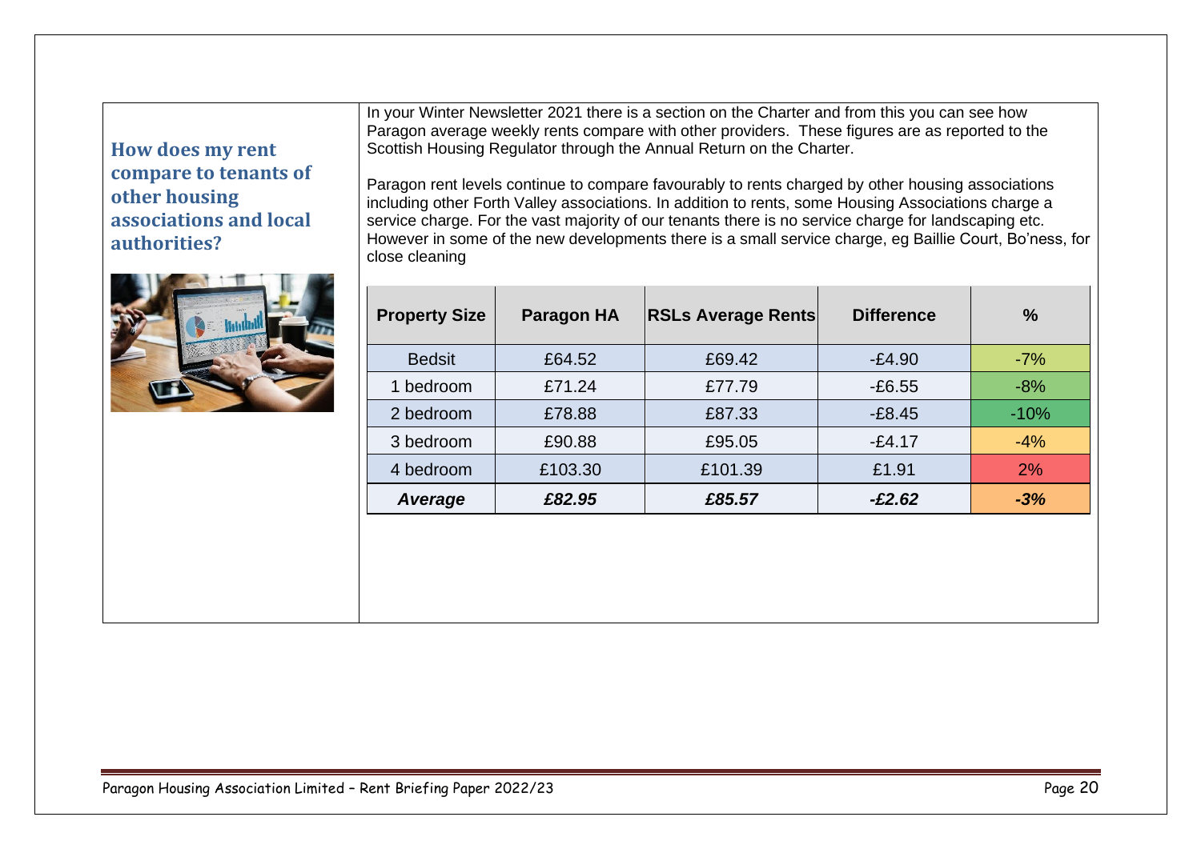## How does my rent compare to tenants of other housing associations and local authorities?

In your Winter Newsletter 2021 there is a section on the Charter and from this you can see how Paragon average weekly rents compare with other providers. These figures are as reported to the Scottish Housing Regulator through the Annual Return on the Charter.

Paragon rent levels continue to compare favourably to rents charged by other housing associations including other Forth Valley associations. In addition to rents, some Housing Associations charge a service charge. For the vast majority of our tenants there is no service charge for landscaping etc. However in some of the new developments there is a small service charge, eg Baillie Court, Bo'ness, for close cleaning

| Property Size | Paragon HA | RSLs Average Rents | Difference | % |
|---|---|---|---|---|
| Bedsit | £64.52 | £69.42 | -£4.90 | -7% |
| 1 bedroom | £71.24 | £77.79 | -£6.55 | -8% |
| 2 bedroom | £78.88 | £87.33 | -£8.45 | -10% |
| 3 bedroom | £90.88 | £95.05 | -£4.17 | -4% |
| 4 bedroom | £103.30 | £101.39 | £1.91 | 2% |
| ***Average*** | ***£82.95*** | ***£85.57*** | ***-£2.62*** | ***-3%*** |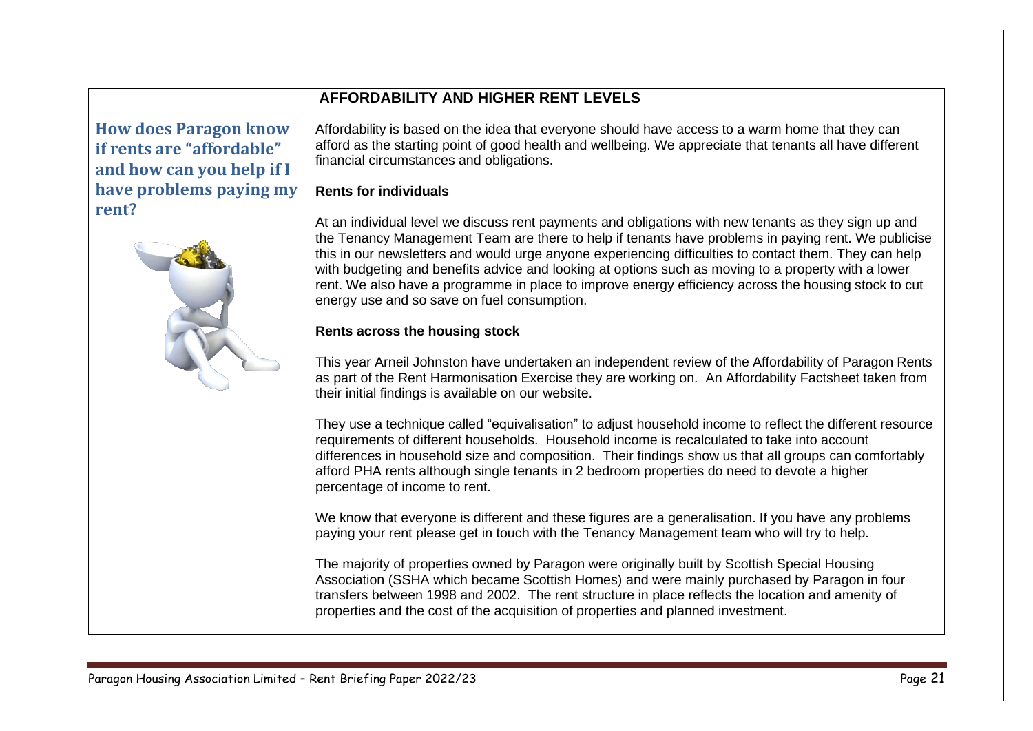## How does Paragon know if rents are "affordable" and how can you help if I have problems paying my rent?

## AFFORDABILITY AND HIGHER RENT LEVELS

Affordability is based on the idea that everyone should have access to a warm home that they can afford as the starting point of good health and wellbeing. We appreciate that tenants all have different financial circumstances and obligations.

**Rents for individuals**

At an individual level we discuss rent payments and obligations with new tenants as they sign up and the Tenancy Management Team are there to help if tenants have problems in paying rent. We publicise this in our newsletters and would urge anyone experiencing difficulties to contact them. They can help with budgeting and benefits advice and looking at options such as moving to a property with a lower rent. We also have a programme in place to improve energy efficiency across the housing stock to cut energy use and so save on fuel consumption.

**Rents across the housing stock**

This year Arneil Johnston have undertaken an independent review of the Affordability of Paragon Rents as part of the Rent Harmonisation Exercise they are working on. An Affordability Factsheet taken from their initial findings is available on our website.

They use a technique called "equivalisation" to adjust household income to reflect the different resource requirements of different households. Household income is recalculated to take into account differences in household size and composition. Their findings show us that all groups can comfortably afford PHA rents although single tenants in 2 bedroom properties do need to devote a higher percentage of income to rent.

We know that everyone is different and these figures are a generalisation. If you have any problems paying your rent please get in touch with the Tenancy Management team who will try to help.

The majority of properties owned by Paragon were originally built by Scottish Special Housing Association (SSHA which became Scottish Homes) and were mainly purchased by Paragon in four transfers between 1998 and 2002. The rent structure in place reflects the location and amenity of properties and the cost of the acquisition of properties and planned investment.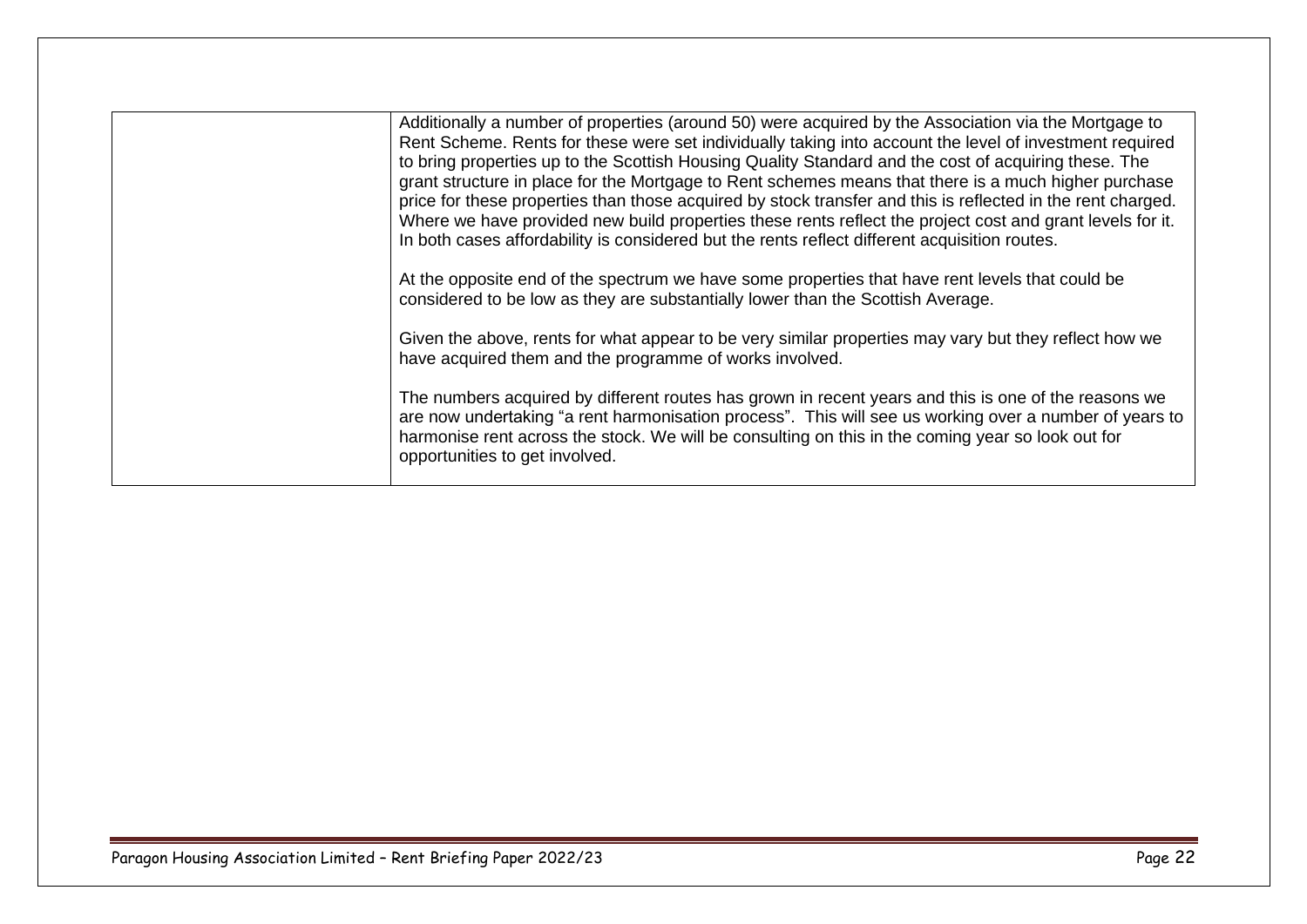| | |
|---|---|
| | Additionally a number of properties (around 50) were acquired by the Association via the Mortgage to Rent Scheme. Rents for these were set individually taking into account the level of investment required to bring properties up to the Scottish Housing Quality Standard and the cost of acquiring these. The grant structure in place for the Mortgage to Rent schemes means that there is a much higher purchase price for these properties than those acquired by stock transfer and this is reflected in the rent charged. Where we have provided new build properties these rents reflect the project cost and grant levels for it. In both cases affordability is considered but the rents reflect different acquisition routes.<br><br>At the opposite end of the spectrum we have some properties that have rent levels that could be considered to be low as they are substantially lower than the Scottish Average.<br><br>Given the above, rents for what appear to be very similar properties may vary but they reflect how we have acquired them and the programme of works involved.<br><br>The numbers acquired by different routes has grown in recent years and this is one of the reasons we are now undertaking "a rent harmonisation process". This will see us working over a number of years to harmonise rent across the stock. We will be consulting on this in the coming year so look out for opportunities to get involved. |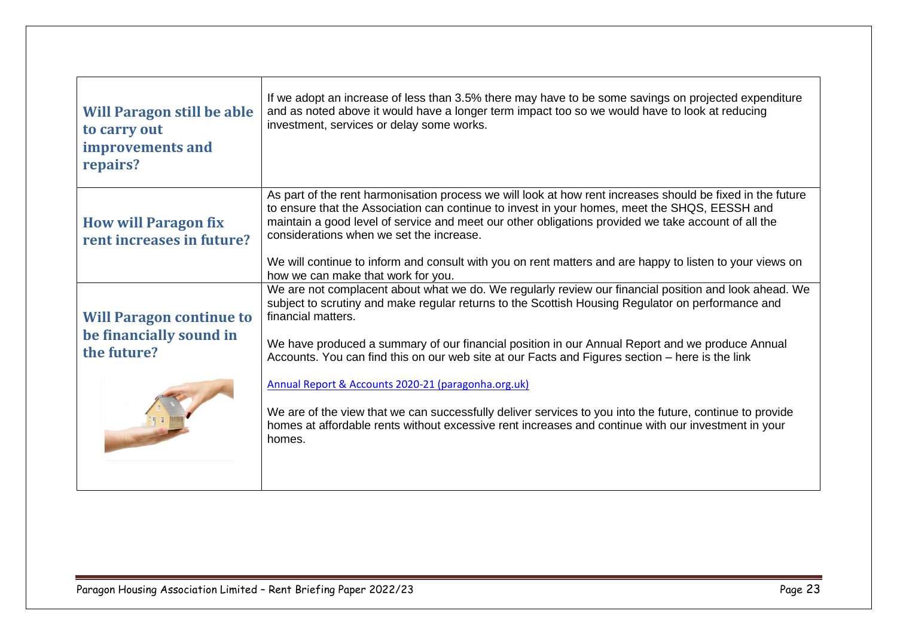| | |
|---|---|
| **Will Paragon still be able to carry out improvements and repairs?** | If we adopt an increase of less than 3.5% there may have to be some savings on projected expenditure and as noted above it would have a longer term impact too so we would have to look at reducing investment, services or delay some works. |
| **How will Paragon fix rent increases in future?** | As part of the rent harmonisation process we will look at how rent increases should be fixed in the future to ensure that the Association can continue to invest in your homes, meet the SHQS, EESSH and maintain a good level of service and meet our other obligations provided we take account of all the considerations when we set the increase.<br><br>We will continue to inform and consult with you on rent matters and are happy to listen to your views on how we can make that work for you. |
| **Will Paragon continue to be financially sound in the future?** | We are not complacent about what we do. We regularly review our financial position and look ahead. We subject to scrutiny and make regular returns to the Scottish Housing Regulator on performance and financial matters.<br><br>We have produced a summary of our financial position in our Annual Report and we produce Annual Accounts. You can find this on our web site at our Facts and Figures section – here is the link<br><br>[Annual Report & Accounts 2020-21 (paragonha.org.uk)](paragonha.org.uk)<br><br>We are of the view that we can successfully deliver services to you into the future, continue to provide homes at affordable rents without excessive rent increases and continue with our investment in your homes. |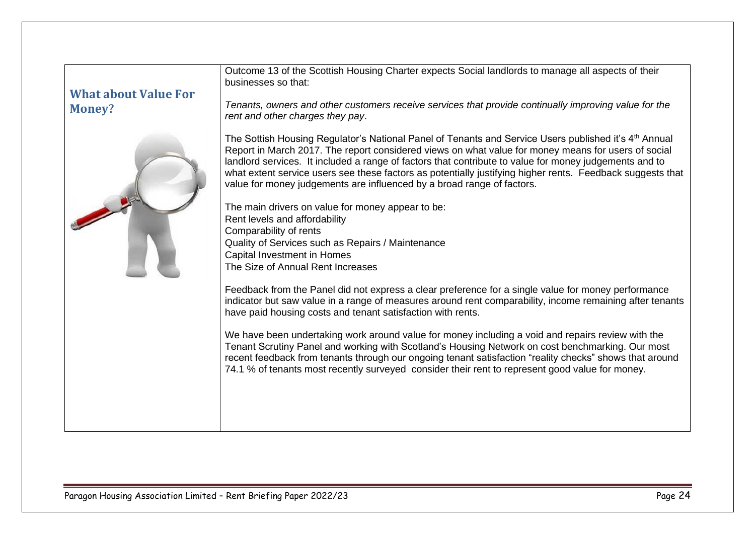## What about Value For Money?

Outcome 13 of the Scottish Housing Charter expects Social landlords to manage all aspects of their businesses so that:

*Tenants, owners and other customers receive services that provide continually improving value for the rent and other charges they pay*.

The Sottish Housing Regulator's National Panel of Tenants and Service Users published it's 4th Annual Report in March 2017. The report considered views on what value for money means for users of social landlord services. It included a range of factors that contribute to value for money judgements and to what extent service users see these factors as potentially justifying higher rents. Feedback suggests that value for money judgements are influenced by a broad range of factors.

The main drivers on value for money appear to be:
Rent levels and affordability
Comparability of rents
Quality of Services such as Repairs / Maintenance
Capital Investment in Homes
The Size of Annual Rent Increases

Feedback from the Panel did not express a clear preference for a single value for money performance indicator but saw value in a range of measures around rent comparability, income remaining after tenants have paid housing costs and tenant satisfaction with rents.

We have been undertaking work around value for money including a void and repairs review with the Tenant Scrutiny Panel and working with Scotland's Housing Network on cost benchmarking. Our most recent feedback from tenants through our ongoing tenant satisfaction "reality checks" shows that around 74.1 % of tenants most recently surveyed consider their rent to represent good value for money.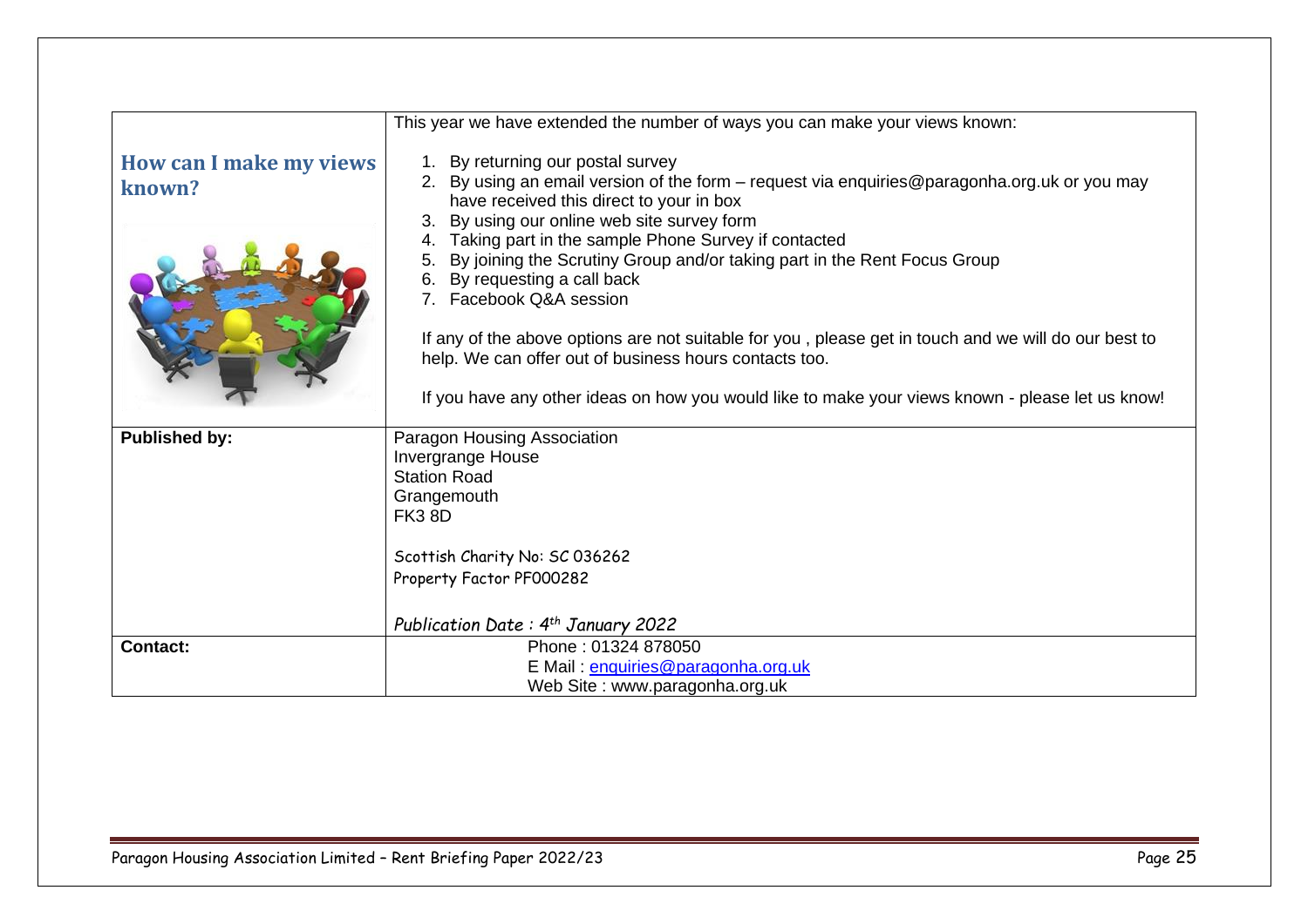| | |
|---|---|
| **How can I make my views known?** | This year we have extended the number of ways you can make your views known:<br><br>1. By returning our postal survey<br>2. By using an email version of the form – request via enquiries@paragonha.org.uk or you may have received this direct to your in box<br>3. By using our online web site survey form<br>4. Taking part in the sample Phone Survey if contacted<br>5. By joining the Scrutiny Group and/or taking part in the Rent Focus Group<br>6. By requesting a call back<br>7. Facebook Q&A session<br><br>If any of the above options are not suitable for you , please get in touch and we will do our best to help. We can offer out of business hours contacts too.<br><br>If you have any other ideas on how you would like to make your views known - please let us know! |
| **Published by:** | Paragon Housing Association<br>Invergrange House<br>Station Road<br>Grangemouth<br>FK3 8D<br><br>Scottish Charity No: SC 036262<br>Property Factor PF000282<br><br>*Publication Date : 4th January 2022* |
| **Contact:** | Phone : 01324 878050<br>E Mail : enquiries@paragonha.org.uk<br>Web Site : www.paragonha.org.uk |